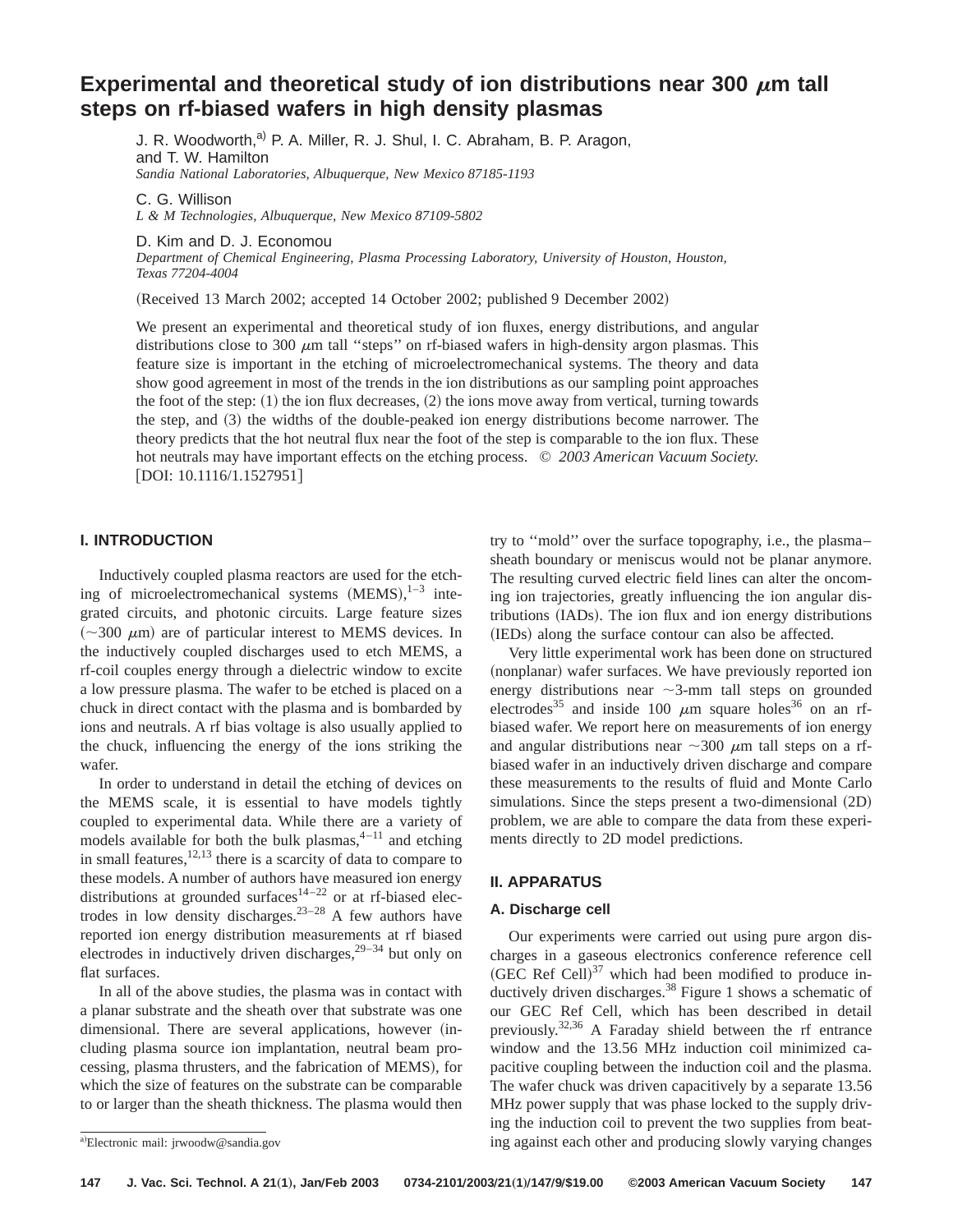# Experimental and theoretical study of ion distributions near 300 $\mu$m tall steps on rf-biased wafers in high density plasmas

J. R. Woodworth,[a] P. A. Miller, R. J. Shul, I. C. Abraham, B. P. Aragon, and T. W. Hamilton
*Sandia National Laboratories, Albuquerque, New Mexico 87185-1193*

C. G. Willison
*L & M Technologies, Albuquerque, New Mexico 87109-5802*

D. Kim and D. J. Economou
*Department of Chemical Engineering, Plasma Processing Laboratory, University of Houston, Houston, Texas 77204-4004*

(Received 13 March 2002; accepted 14 October 2002; published 9 December 2002)

We present an experimental and theoretical study of ion fluxes, energy distributions, and angular distributions close to 300 $\mu$m tall ''steps'' on rf-biased wafers in high-density argon plasmas. This feature size is important in the etching of microelectromechanical systems. The theory and data show good agreement in most of the trends in the ion distributions as our sampling point approaches the foot of the step: (1) the ion flux decreases, (2) the ions move away from vertical, turning towards the step, and (3) the widths of the double-peaked ion energy distributions become narrower. The theory predicts that the hot neutral flux near the foot of the step is comparable to the ion flux. These hot neutrals may have important effects on the etching process. © *2003 American Vacuum Society.* [DOI: 10.1116/1.1527951]

## I. INTRODUCTION

Inductively coupled plasma reactors are used for the etching of microelectromechanical systems (MEMS),[1–3] integrated circuits, and photonic circuits. Large feature sizes (~300 $\mu$m) are of particular interest to MEMS devices. In the inductively coupled discharges used to etch MEMS, a rf-coil couples energy through a dielectric window to excite a low pressure plasma. The wafer to be etched is placed on a chuck in direct contact with the plasma and is bombarded by ions and neutrals. A rf bias voltage is also usually applied to the chuck, influencing the energy of the ions striking the wafer.

In order to understand in detail the etching of devices on the MEMS scale, it is essential to have models tightly coupled to experimental data. While there are a variety of models available for both the bulk plasmas,[4–11] and etching in small features,[12,13] there is a scarcity of data to compare to these models. A number of authors have measured ion energy distributions at grounded surfaces[14–22] or at rf-biased electrodes in low density discharges.[23–28] A few authors have reported ion energy distribution measurements at rf biased electrodes in inductively driven discharges,[29–34] but only on flat surfaces.

In all of the above studies, the plasma was in contact with a planar substrate and the sheath over that substrate was one dimensional. There are several applications, however (including plasma source ion implantation, neutral beam processing, plasma thrusters, and the fabrication of MEMS), for which the size of features on the substrate can be comparable to or larger than the sheath thickness. The plasma would then try to ''mold'' over the surface topography, i.e., the plasma–sheath boundary or meniscus would not be planar anymore. The resulting curved electric field lines can alter the oncoming ion trajectories, greatly influencing the ion angular distributions (IADs). The ion flux and ion energy distributions (IEDs) along the surface contour can also be affected.

Very little experimental work has been done on structured (nonplanar) wafer surfaces. We have previously reported ion energy distributions near ~3-mm tall steps on grounded electrodes[35] and inside 100 $\mu$m square holes[36] on an rf-biased wafer. We report here on measurements of ion energy and angular distributions near ~300 $\mu$m tall steps on a rf-biased wafer in an inductively driven discharge and compare these measurements to the results of fluid and Monte Carlo simulations. Since the steps present a two-dimensional (2D) problem, we are able to compare the data from these experiments directly to 2D model predictions.

## II. APPARATUS

### A. Discharge cell

Our experiments were carried out using pure argon discharges in a gaseous electronics conference reference cell (GEC Ref Cell)[37] which had been modified to produce inductively driven discharges.[38] Figure 1 shows a schematic of our GEC Ref Cell, which has been described in detail previously.[32,36] A Faraday shield between the rf entrance window and the 13.56 MHz induction coil minimized capacitive coupling between the induction coil and the plasma. The wafer chuck was driven capacitively by a separate 13.56 MHz power supply that was phase locked to the supply driving the induction coil to prevent the two supplies from beating against each other and producing slowly varying changes

[a]Electronic mail: jrwoodw@sandia.gov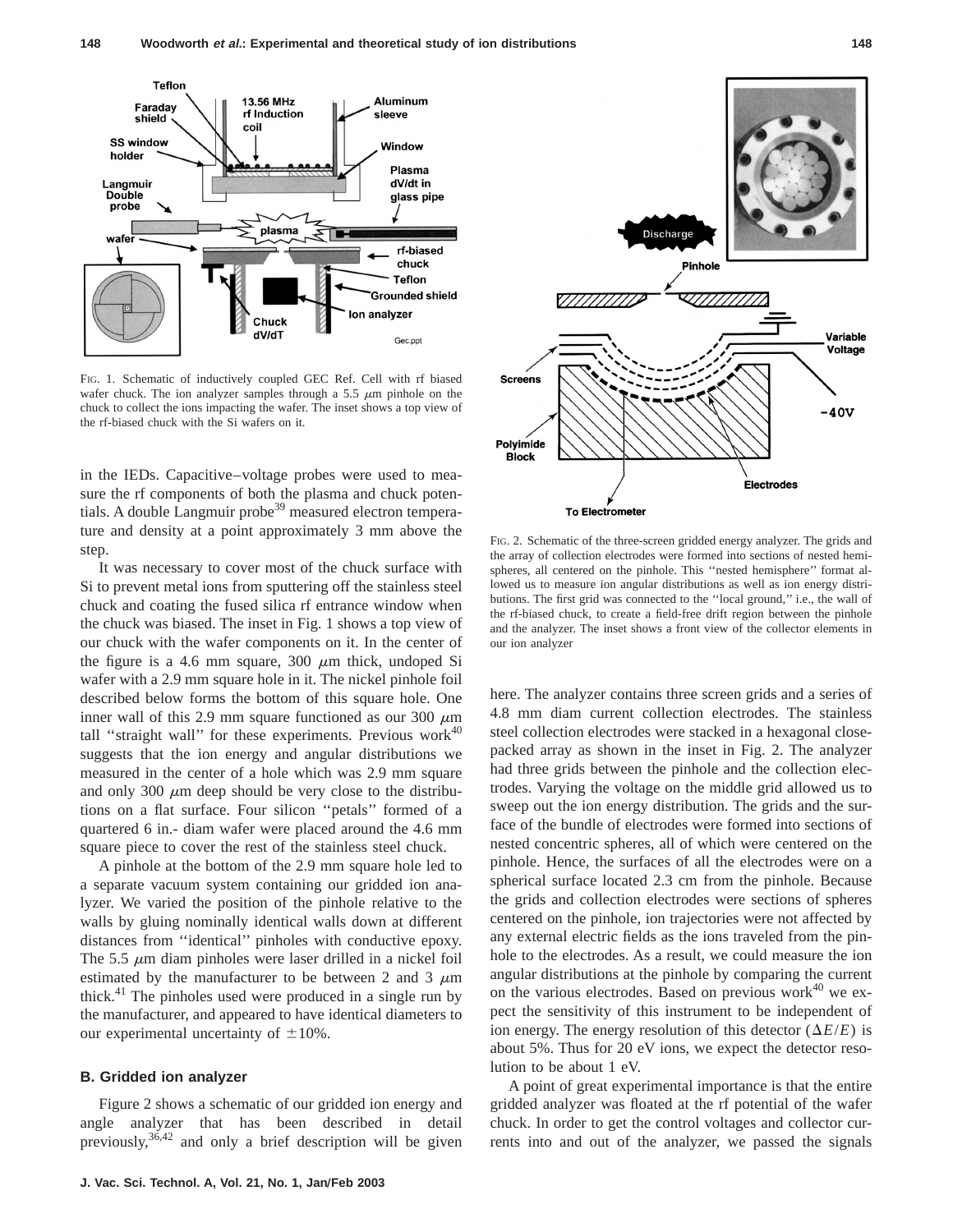FIG. 1. Schematic of inductively coupled GEC Ref. Cell with rf biased wafer chuck. The ion analyzer samples through a 5.5 $\mu$m pinhole on the chuck to collect the ions impacting the wafer. The inset shows a top view of the rf-biased chuck with the Si wafers on it.

in the IEDs. Capacitive–voltage probes were used to measure the rf components of both the plasma and chuck potentials. A double Langmuir probe[39] measured electron temperature and density at a point approximately 3 mm above the step.

It was necessary to cover most of the chuck surface with Si to prevent metal ions from sputtering off the stainless steel chuck and coating the fused silica rf entrance window when the chuck was biased. The inset in Fig. 1 shows a top view of our chuck with the wafer components on it. In the center of the figure is a 4.6 mm square, 300 $\mu$m thick, undoped Si wafer with a 2.9 mm square hole in it. The nickel pinhole foil described below forms the bottom of this square hole. One inner wall of this 2.9 mm square functioned as our 300 $\mu$m tall ''straight wall'' for these experiments. Previous work[40] suggests that the ion energy and angular distributions we measured in the center of a hole which was 2.9 mm square and only 300 $\mu$m deep should be very close to the distributions on a flat surface. Four silicon ''petals'' formed of a quartered 6 in.- diam wafer were placed around the 4.6 mm square piece to cover the rest of the stainless steel chuck.

A pinhole at the bottom of the 2.9 mm square hole led to a separate vacuum system containing our gridded ion analyzer. We varied the position of the pinhole relative to the walls by gluing nominally identical walls down at different distances from ''identical'' pinholes with conductive epoxy. The 5.5 $\mu$m diam pinholes were laser drilled in a nickel foil estimated by the manufacturer to be between 2 and 3 $\mu$m thick.[41] The pinholes used were produced in a single run by the manufacturer, and appeared to have identical diameters to our experimental uncertainty of $\pm$10%.

### B. Gridded ion analyzer

Figure 2 shows a schematic of our gridded ion energy and angle analyzer that has been described in detail previously,[36,42] and only a brief description will be given here. The analyzer contains three screen grids and a series of 4.8 mm diam current collection electrodes. The stainless steel collection electrodes were stacked in a hexagonal close-packed array as shown in the inset in Fig. 2. The analyzer had three grids between the pinhole and the collection electrodes. Varying the voltage on the middle grid allowed us to sweep out the ion energy distribution. The grids and the surface of the bundle of electrodes were formed into sections of nested concentric spheres, all of which were centered on the pinhole. Hence, the surfaces of all the electrodes were on a spherical surface located 2.3 cm from the pinhole. Because the grids and collection electrodes were sections of spheres centered on the pinhole, ion trajectories were not affected by any external electric fields as the ions traveled from the pinhole to the electrodes. As a result, we could measure the ion angular distributions at the pinhole by comparing the current on the various electrodes. Based on previous work[40] we expect the sensitivity of this instrument to be independent of ion energy. The energy resolution of this detector ($\Delta E/E$) is about 5%. Thus for 20 eV ions, we expect the detector resolution to be about 1 eV.

FIG. 2. Schematic of the three-screen gridded energy analyzer. The grids and the array of collection electrodes were formed into sections of nested hemispheres, all centered on the pinhole. This ''nested hemisphere'' format allowed us to measure ion angular distributions as well as ion energy distributions. The first grid was connected to the ''local ground,'' i.e., the wall of the rf-biased chuck, to create a field-free drift region between the pinhole and the analyzer. The inset shows a front view of the collector elements in our ion analyzer

A point of great experimental importance is that the entire gridded analyzer was floated at the rf potential of the wafer chuck. In order to get the control voltages and collector currents into and out of the analyzer, we passed the signals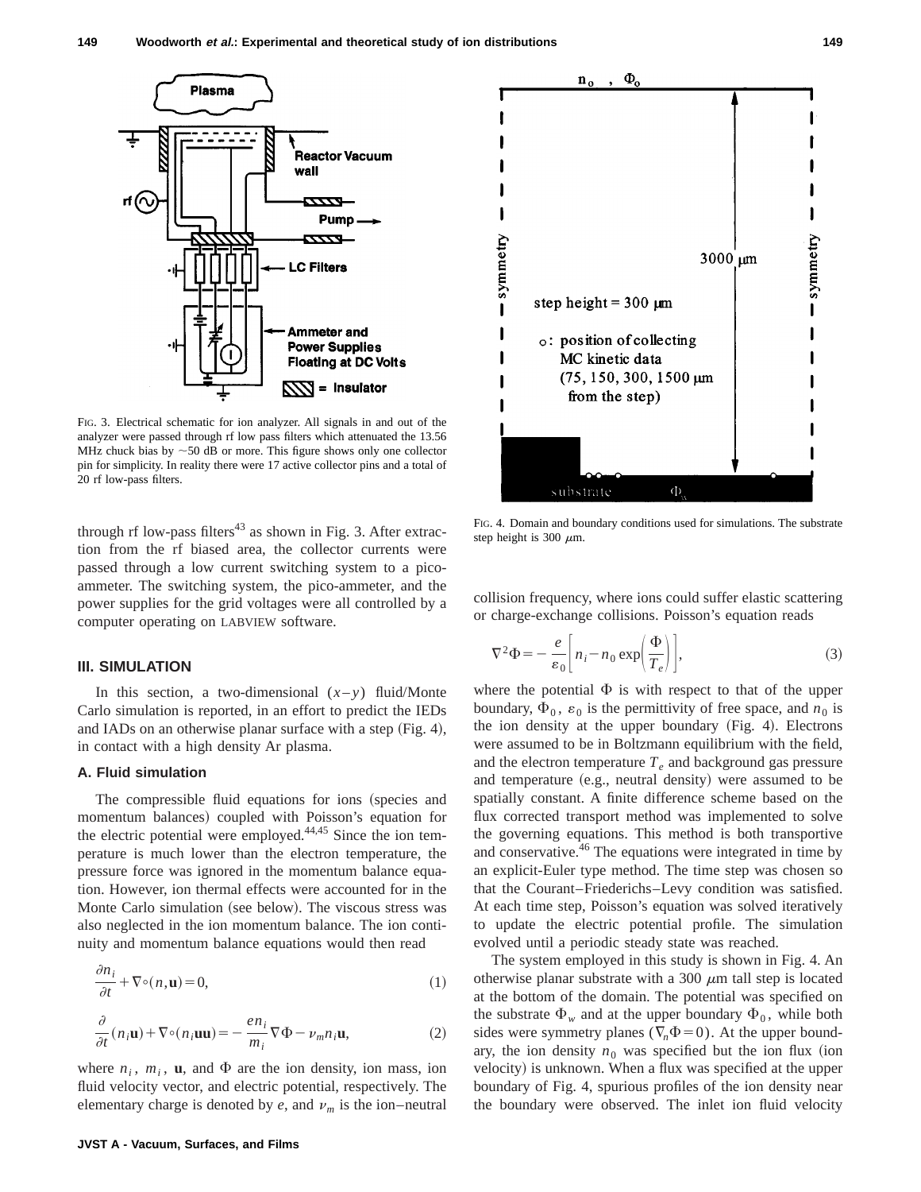FIG. 3. Electrical schematic for ion analyzer. All signals in and out of the analyzer were passed through rf low pass filters which attenuated the 13.56 MHz chuck bias by ~50 dB or more. This figure shows only one collector pin for simplicity. In reality there were 17 active collector pins and a total of 20 rf low-pass filters.

through rf low-pass filters[43] as shown in Fig. 3. After extraction from the rf biased area, the collector currents were passed through a low current switching system to a pico-ammeter. The switching system, the pico-ammeter, and the power supplies for the grid voltages were all controlled by a computer operating on LABVIEW software.

## III. SIMULATION

In this section, a two-dimensional $(x-y)$ fluid/Monte Carlo simulation is reported, in an effort to predict the IEDs and IADs on an otherwise planar surface with a step (Fig. 4), in contact with a high density Ar plasma.

### A. Fluid simulation

The compressible fluid equations for ions (species and momentum balances) coupled with Poisson's equation for the electric potential were employed.[44,45] Since the ion temperature is much lower than the electron temperature, the pressure force was ignored in the momentum balance equation. However, ion thermal effects were accounted for in the Monte Carlo simulation (see below). The viscous stress was also neglected in the ion momentum balance. The ion continuity and momentum balance equations would then read

$$\frac{\partial n_i}{\partial t} + \nabla \circ (n_i \mathbf{u}) = 0, \tag{1}$$

$$\frac{\partial}{\partial t}(n_i \mathbf{u}) + \nabla \circ (n_i \mathbf{u}\mathbf{u}) = -\frac{e n_i}{m_i} \nabla \Phi - \nu_m n_i \mathbf{u}, \tag{2}$$

where $n_i$, $m_i$, $\mathbf{u}$, and $\Phi$ are the ion density, ion mass, ion fluid velocity vector, and electric potential, respectively. The elementary charge is denoted by $e$, and $\nu_m$ is the ion–neutral

FIG. 4. Domain and boundary conditions used for simulations. The substrate step height is 300 $\mu$m.

collision frequency, where ions could suffer elastic scattering or charge-exchange collisions. Poisson's equation reads

$$\nabla^2 \Phi = -\frac{e}{\varepsilon_0}\left[ n_i - n_0 \exp\left(\frac{\Phi}{T_e}\right)\right], \tag{3}$$

where the potential $\Phi$ is with respect to that of the upper boundary, $\Phi_0$, $\varepsilon_0$ is the permittivity of free space, and $n_0$ is the ion density at the upper boundary (Fig. 4). Electrons were assumed to be in Boltzmann equilibrium with the field, and the electron temperature $T_e$ and background gas pressure and temperature (e.g., neutral density) were assumed to be spatially constant. A finite difference scheme based on the flux corrected transport method was implemented to solve the governing equations. This method is both transportive and conservative.[46] The equations were integrated in time by an explicit-Euler type method. The time step was chosen so that the Courant–Friederichs–Levy condition was satisfied. At each time step, Poisson's equation was solved iteratively to update the electric potential profile. The simulation evolved until a periodic steady state was reached.

The system employed in this study is shown in Fig. 4. An otherwise planar substrate with a 300 $\mu$m tall step is located at the bottom of the domain. The potential was specified on the substrate $\Phi_w$ and at the upper boundary $\Phi_0$, while both sides were symmetry planes ($\nabla_n \Phi = 0$). At the upper boundary, the ion density $n_0$ was specified but the ion flux (ion velocity) is unknown. When a flux was specified at the upper boundary of Fig. 4, spurious profiles of the ion density near the boundary were observed. The inlet ion fluid velocity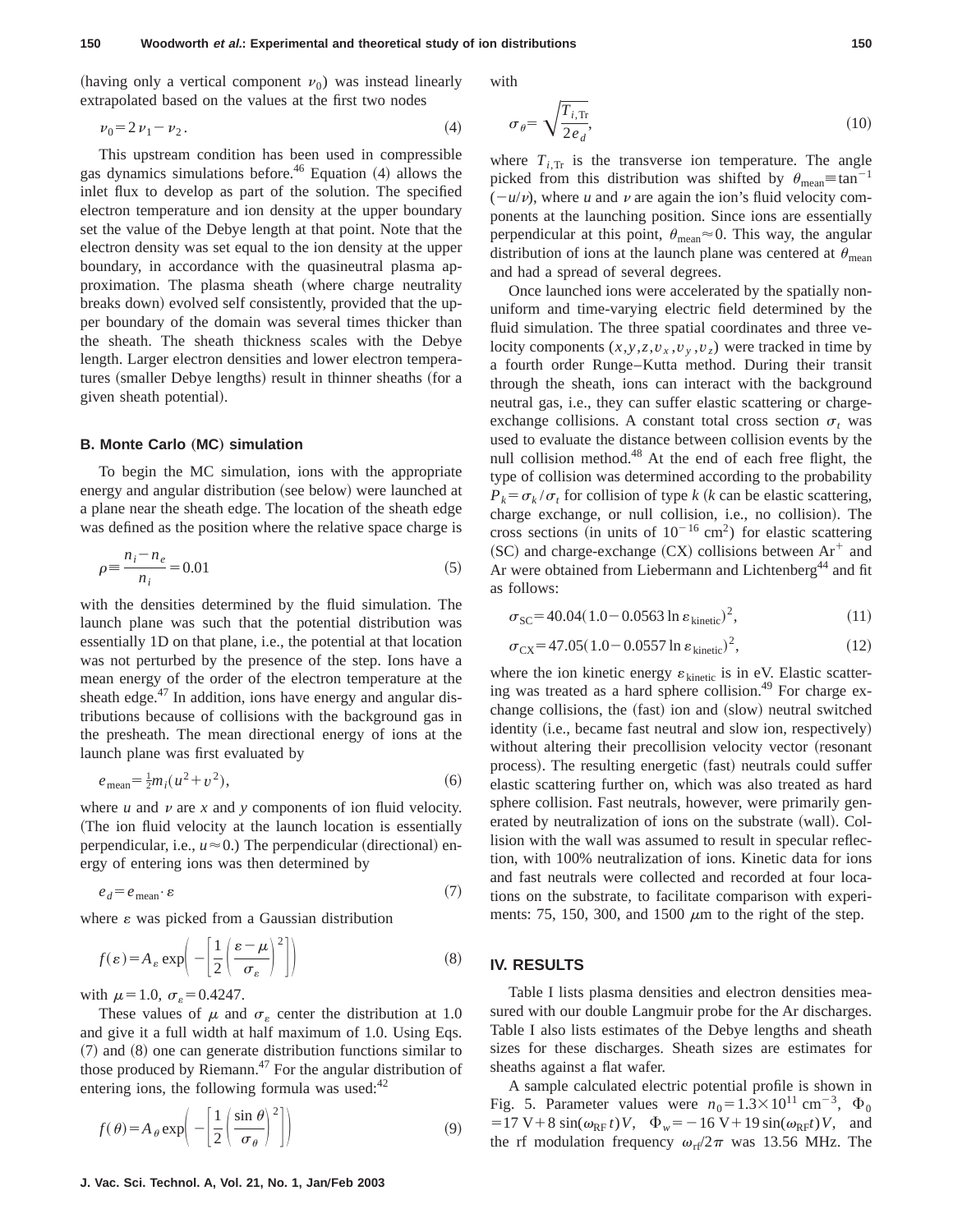(having only a vertical component $\nu_0$) was instead linearly extrapolated based on the values at the first two nodes

$$\nu_0 = 2\nu_1 - \nu_2. \tag{4}$$

This upstream condition has been used in compressible gas dynamics simulations before.[46] Equation (4) allows the inlet flux to develop as part of the solution. The specified electron temperature and ion density at the upper boundary set the value of the Debye length at that point. Note that the electron density was set equal to the ion density at the upper boundary, in accordance with the quasineutral plasma approximation. The plasma sheath (where charge neutrality breaks down) evolved self consistently, provided that the upper boundary of the domain was several times thicker than the sheath. The sheath thickness scales with the Debye length. Larger electron densities and lower electron temperatures (smaller Debye lengths) result in thinner sheaths (for a given sheath potential).

### B. Monte Carlo (MC) simulation

To begin the MC simulation, ions with the appropriate energy and angular distribution (see below) were launched at a plane near the sheath edge. The location of the sheath edge was defined as the position where the relative space charge is

$$\rho \equiv \frac{n_i - n_e}{n_i} = 0.01 \tag{5}$$

with the densities determined by the fluid simulation. The launch plane was such that the potential distribution was essentially 1D on that plane, i.e., the potential at that location was not perturbed by the presence of the step. Ions have a mean energy of the order of the electron temperature at the sheath edge.[47] In addition, ions have energy and angular distributions because of collisions with the background gas in the presheath. The mean directional energy of ions at the launch plane was first evaluated by

$$e_{\text{mean}} = \tfrac{1}{2} m_i (u^2 + v^2), \tag{6}$$

where $u$ and $\nu$ are $x$ and $y$ components of ion fluid velocity. (The ion fluid velocity at the launch location is essentially perpendicular, i.e., $u \approx 0$.) The perpendicular (directional) energy of entering ions was then determined by

$$e_d = e_{\text{mean}} \cdot \varepsilon \tag{7}$$

where $\varepsilon$ was picked from a Gaussian distribution

$$f(\varepsilon) = A_\varepsilon \exp\left( -\left[ \frac{1}{2} \left( \frac{\varepsilon - \mu}{\sigma_\varepsilon} \right)^2 \right] \right) \tag{8}$$

with $\mu = 1.0$, $\sigma_\varepsilon = 0.4247$.

These values of $\mu$ and $\sigma_\varepsilon$ center the distribution at 1.0 and give it a full width at half maximum of 1.0. Using Eqs. (7) and (8) one can generate distribution functions similar to those produced by Riemann.[47] For the angular distribution of entering ions, the following formula was used:[42]

$$f(\theta) = A_\theta \exp\left( -\left[ \frac{1}{2} \left( \frac{\sin\theta}{\sigma_\theta} \right)^2 \right] \right) \tag{9}$$

with

$$\sigma_\theta = \sqrt{\frac{T_{i,\text{Tr}}}{2 e_d}}, \tag{10}$$

where $T_{i,\text{Tr}}$ is the transverse ion temperature. The angle picked from this distribution was shifted by $\theta_{\text{mean}} \equiv \tan^{-1}(-u/\nu)$, where $u$ and $\nu$ are again the ion's fluid velocity components at the launching position. Since ions are essentially perpendicular at this point, $\theta_{\text{mean}} \approx 0$. This way, the angular distribution of ions at the launch plane was centered at $\theta_{\text{mean}}$ and had a spread of several degrees.

Once launched ions were accelerated by the spatially nonuniform and time-varying electric field determined by the fluid simulation. The three spatial coordinates and three velocity components $(x, y, z, v_x, v_y, v_z)$ were tracked in time by a fourth order Runge–Kutta method. During their transit through the sheath, ions can interact with the background neutral gas, i.e., they can suffer elastic scattering or charge-exchange collisions. A constant total cross section $\sigma_t$ was used to evaluate the distance between collision events by the null collision method.[48] At the end of each free flight, the type of collision was determined according to the probability $P_k = \sigma_k / \sigma_t$ for collision of type $k$ ($k$ can be elastic scattering, charge exchange, or null collision, i.e., no collision). The cross sections (in units of $10^{-16}$ cm$^2$) for elastic scattering (SC) and charge-exchange (CX) collisions between $Ar^+$ and Ar were obtained from Liebermann and Lichtenberg[44] and fit as follows:

$$\sigma_{\text{SC}} = 40.04(1.0 - 0.0563 \ln \varepsilon_{\text{kinetic}})^2, \tag{11}$$

$$\sigma_{\text{CX}} = 47.05(1.0 - 0.0557 \ln \varepsilon_{\text{kinetic}})^2, \tag{12}$$

where the ion kinetic energy $\varepsilon_{\text{kinetic}}$ is in eV. Elastic scattering was treated as a hard sphere collision.[49] For charge exchange collisions, the (fast) ion and (slow) neutral switched identity (i.e., became fast neutral and slow ion, respectively) without altering their precollision velocity vector (resonant process). The resulting energetic (fast) neutrals could suffer elastic scattering further on, which was also treated as hard sphere collision. Fast neutrals, however, were primarily generated by neutralization of ions on the substrate (wall). Collision with the wall was assumed to result in specular reflection, with 100% neutralization of ions. Kinetic data for ions and fast neutrals were collected and recorded at four locations on the substrate, to facilitate comparison with experiments: 75, 150, 300, and 1500 $\mu$m to the right of the step.

## IV. RESULTS

Table I lists plasma densities and electron densities measured with our double Langmuir probe for the Ar discharges. Table I also lists estimates of the Debye lengths and sheath sizes for these discharges. Sheath sizes are estimates for sheaths against a flat wafer.

A sample calculated electric potential profile is shown in Fig. 5. Parameter values were $n_0 = 1.3 \times 10^{11}$ cm$^{-3}$, $\Phi_0 = 17\text{ V} + 8\sin(\omega_{\text{RF}} t)V$, $\Phi_w = -16\text{ V} + 19\sin(\omega_{\text{RF}} t)V$, and the rf modulation frequency $\omega_{\text{rf}}/2\pi$ was 13.56 MHz. The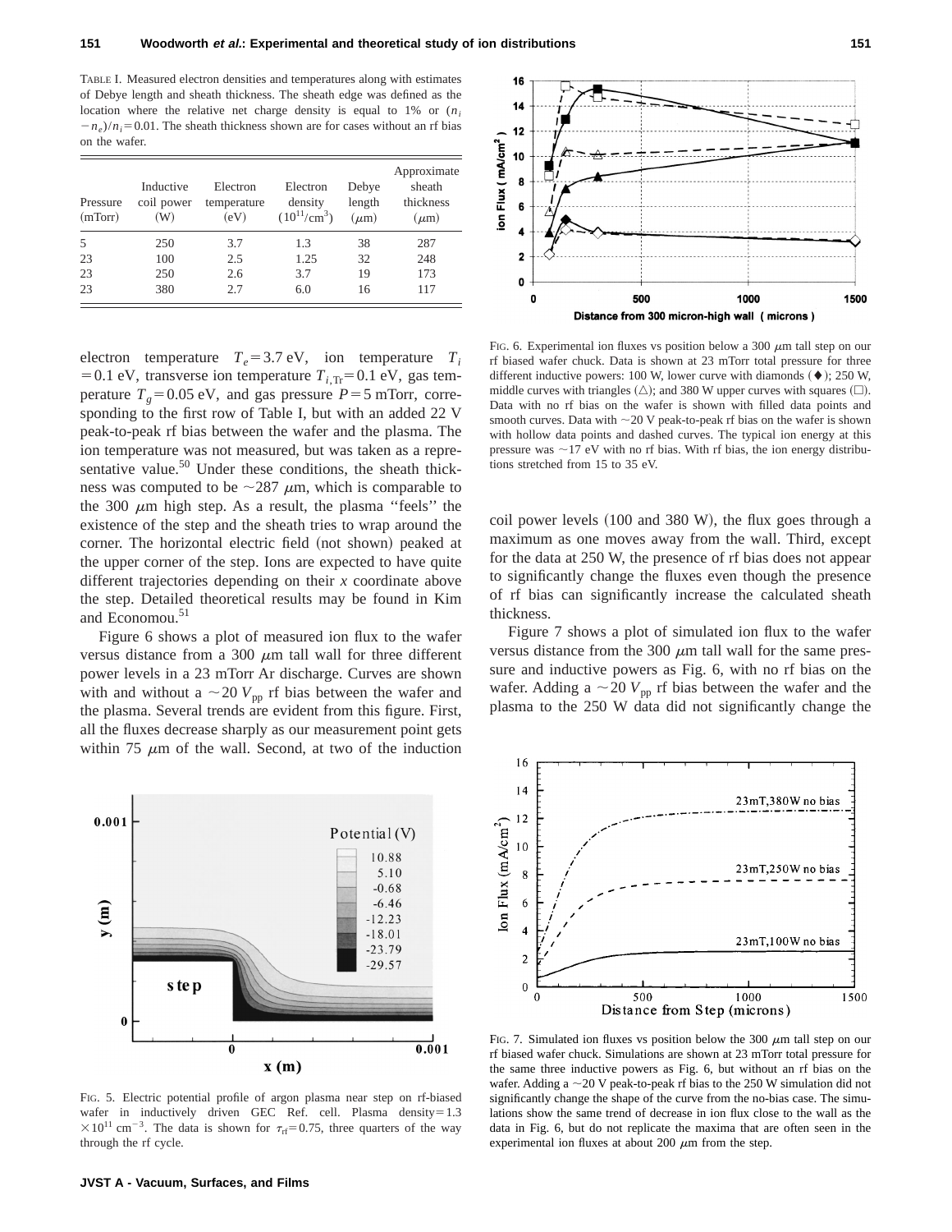TABLE I. Measured electron densities and temperatures along with estimates of Debye length and sheath thickness. The sheath edge was defined as the location where the relative net charge density is equal to 1% or $(n_i - n_e)/n_i = 0.01$. The sheath thickness shown are for cases without an rf bias on the wafer.

| Pressure (mTorr) | Inductive coil power (W) | Electron temperature (eV) | Electron density $(10^{11}/\text{cm}^3)$ | Debye length ($\mu$m) | Approximate sheath thickness ($\mu$m) |
|---|---|---|---|---|---|
| 5 | 250 | 3.7 | 1.3 | 38 | 287 |
| 23 | 100 | 2.5 | 1.25 | 32 | 248 |
| 23 | 250 | 2.6 | 3.7 | 19 | 173 |
| 23 | 380 | 2.7 | 6.0 | 16 | 117 |

electron temperature $T_e = 3.7$ eV, ion temperature $T_i = 0.1$ eV, transverse ion temperature $T_{i,\text{Tr}} = 0.1$ eV, gas temperature $T_g = 0.05$ eV, and gas pressure $P = 5$ mTorr, corresponding to the first row of Table I, but with an added 22 V peak-to-peak rf bias between the wafer and the plasma. The ion temperature was not measured, but was taken as a representative value.[50] Under these conditions, the sheath thickness was computed to be $\sim 287$ $\mu$m, which is comparable to the 300 $\mu$m high step. As a result, the plasma ''feels'' the existence of the step and the sheath tries to wrap around the corner. The horizontal electric field (not shown) peaked at the upper corner of the step. Ions are expected to have quite different trajectories depending on their $x$ coordinate above the step. Detailed theoretical results may be found in Kim and Economou.[51]

Figure 6 shows a plot of measured ion flux to the wafer versus distance from a 300 $\mu$m tall wall for three different power levels in a 23 mTorr Ar discharge. Curves are shown with and without a $\sim 20$ $V_{\text{pp}}$ rf bias between the wafer and the plasma. Several trends are evident from this figure. First, all the fluxes decrease sharply as our measurement point gets within 75 $\mu$m of the wall. Second, at two of the induction coil power levels (100 and 380 W), the flux goes through a maximum as one moves away from the wall. Third, except for the data at 250 W, the presence of rf bias does not appear to significantly change the fluxes even though the presence of rf bias can significantly increase the calculated sheath thickness.

Figure 7 shows a plot of simulated ion flux to the wafer versus distance from the 300 $\mu$m tall wall for the same pressure and inductive powers as Fig. 6, with no rf bias on the wafer. Adding a $\sim 20$ $V_{\text{pp}}$ rf bias between the wafer and the plasma to the 250 W data did not significantly change the

FIG. 5. Electric potential profile of argon plasma near step on rf-biased wafer in inductively driven GEC Ref. cell. Plasma density $= 1.3 \times 10^{11}$ cm$^{-3}$. The data is shown for $\tau_{\text{rf}} = 0.75$, three quarters of the way through the rf cycle.

FIG. 6. Experimental ion fluxes vs position below a 300 $\mu$m tall step on our rf biased wafer chuck. Data is shown at 23 mTorr total pressure for three different inductive powers: 100 W, lower curve with diamonds (♦); 250 W, middle curves with triangles (△); and 380 W upper curves with squares (□). Data with no rf bias on the wafer is shown with filled data points and smooth curves. Data with $\sim 20$ V peak-to-peak rf bias on the wafer is shown with hollow data points and dashed curves. The typical ion energy at this pressure was $\sim 17$ eV with no rf bias. With rf bias, the ion energy distributions stretched from 15 to 35 eV.

FIG. 7. Simulated ion fluxes vs position below the 300 $\mu$m tall step on our rf biased wafer chuck. Simulations are shown at 23 mTorr total pressure for the same three inductive powers as Fig. 6, but without an rf bias on the wafer. Adding a $\sim 20$ V peak-to-peak rf bias to the 250 W simulation did not significantly change the shape of the curve from the no-bias case. The simulations show the same trend of decrease in ion flux close to the wall as the data in Fig. 6, but do not replicate the maxima that are often seen in the experimental ion fluxes at about 200 $\mu$m from the step.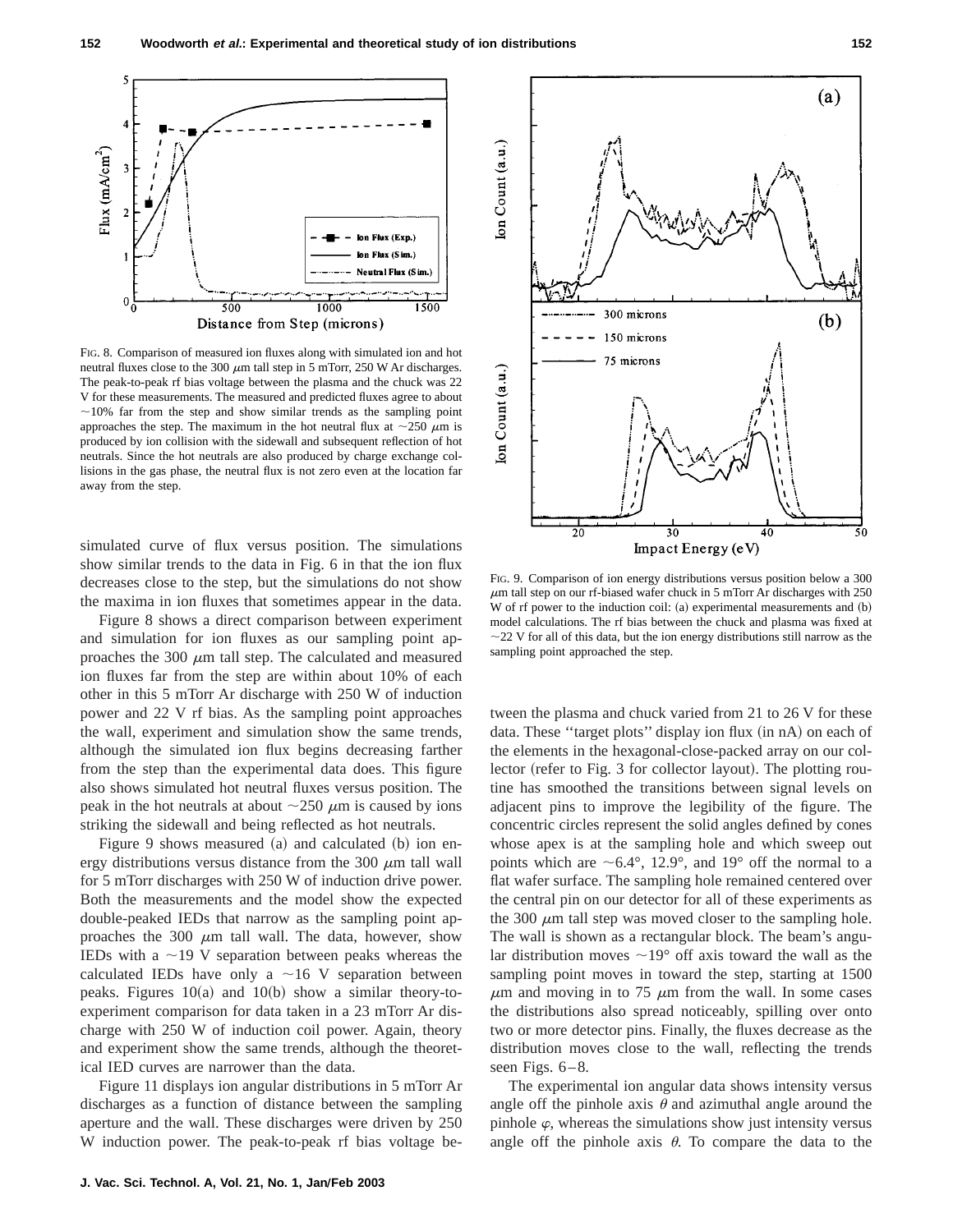FIG. 8. Comparison of measured ion fluxes along with simulated ion and hot neutral fluxes close to the 300 $\mu$m tall step in 5 mTorr, 250 W Ar discharges. The peak-to-peak rf bias voltage between the plasma and the chuck was 22 V for these measurements. The measured and predicted fluxes agree to about ~10% far from the step and show similar trends as the sampling point approaches the step. The maximum in the hot neutral flux at ~250 $\mu$m is produced by ion collision with the sidewall and subsequent reflection of hot neutrals. Since the hot neutrals are also produced by charge exchange collisions in the gas phase, the neutral flux is not zero even at the location far away from the step.

simulated curve of flux versus position. The simulations show similar trends to the data in Fig. 6 in that the ion flux decreases close to the step, but the simulations do not show the maxima in ion fluxes that sometimes appear in the data.

Figure 8 shows a direct comparison between experiment and simulation for ion fluxes as our sampling point approaches the 300 $\mu$m tall step. The calculated and measured ion fluxes far from the step are within about 10% of each other in this 5 mTorr Ar discharge with 250 W of induction power and 22 V rf bias. As the sampling point approaches the wall, experiment and simulation show the same trends, although the simulated ion flux begins decreasing farther from the step than the experimental data does. This figure also shows simulated hot neutral fluxes versus position. The peak in the hot neutrals at about ~250 $\mu$m is caused by ions striking the sidewall and being reflected as hot neutrals.

Figure 9 shows measured (a) and calculated (b) ion energy distributions versus distance from the 300 $\mu$m tall wall for 5 mTorr discharges with 250 W of induction drive power. Both the measurements and the model show the expected double-peaked IEDs that narrow as the sampling point approaches the 300 $\mu$m tall wall. The data, however, show IEDs with a ~19 V separation between peaks whereas the calculated IEDs have only a ~16 V separation between peaks. Figures 10(a) and 10(b) show a similar theory-to-experiment comparison for data taken in a 23 mTorr Ar discharge with 250 W of induction coil power. Again, theory and experiment show the same trends, although the theoretical IED curves are narrower than the data.

Figure 11 displays ion angular distributions in 5 mTorr Ar discharges as a function of distance between the sampling aperture and the wall. These discharges were driven by 250 W induction power. The peak-to-peak rf bias voltage between the plasma and chuck varied from 21 to 26 V for these data. These "target plots" display ion flux (in nA) on each of the elements in the hexagonal-close-packed array on our collector (refer to Fig. 3 for collector layout). The plotting routine has smoothed the transitions between signal levels on adjacent pins to improve the legibility of the figure. The concentric circles represent the solid angles defined by cones whose apex is at the sampling hole and which sweep out points which are ~6.4°, 12.9°, and 19° off the normal to a flat wafer surface. The sampling hole remained centered over the central pin on our detector for all of these experiments as the 300 $\mu$m tall step was moved closer to the sampling hole. The wall is shown as a rectangular block. The beam's angular distribution moves ~19° off axis toward the wall as the sampling point moves in toward the step, starting at 1500 $\mu$m and moving in to 75 $\mu$m from the wall. In some cases the distributions also spread noticeably, spilling over onto two or more detector pins. Finally, the fluxes decrease as the distribution moves close to the wall, reflecting the trends seen Figs. 6–8.

The experimental ion angular data shows intensity versus angle off the pinhole axis $\theta$ and azimuthal angle around the pinhole $\varphi$, whereas the simulations show just intensity versus angle off the pinhole axis $\theta$. To compare the data to the

FIG. 9. Comparison of ion energy distributions versus position below a 300 $\mu$m tall step on our rf-biased wafer chuck in 5 mTorr Ar discharges with 250 W of rf power to the induction coil: (a) experimental measurements and (b) model calculations. The rf bias between the chuck and plasma was fixed at ~22 V for all of this data, but the ion energy distributions still narrow as the sampling point approached the step.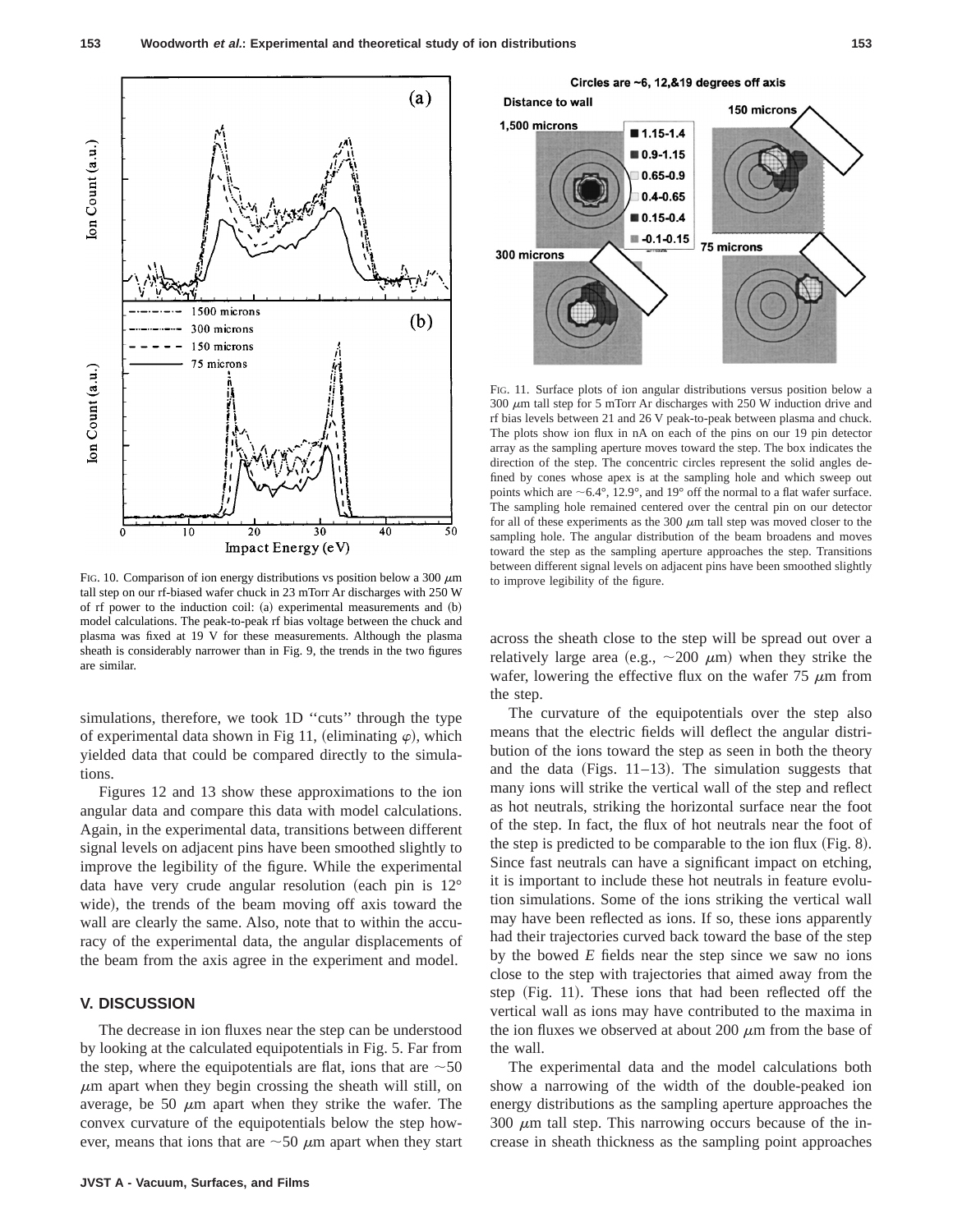FIG. 10. Comparison of ion energy distributions vs position below a 300 $\mu$m tall step on our rf-biased wafer chuck in 23 mTorr Ar discharges with 250 W of rf power to the induction coil: (a) experimental measurements and (b) model calculations. The peak-to-peak rf bias voltage between the chuck and plasma was fixed at 19 V for these measurements. Although the plasma sheath is considerably narrower than in Fig. 9, the trends in the two figures are similar.

FIG. 11. Surface plots of ion angular distributions versus position below a 300 $\mu$m tall step for 5 mTorr Ar discharges with 250 W induction drive and rf bias levels between 21 and 26 V peak-to-peak between plasma and chuck. The plots show ion flux in nA on each of the pins on our 19 pin detector array as the sampling aperture moves toward the step. The box indicates the direction of the step. The concentric circles represent the solid angles defined by cones whose apex is at the sampling hole and which sweep out points which are ~6.4°, 12.9°, and 19° off the normal to a flat wafer surface. The sampling hole remained centered over the central pin on our detector for all of these experiments as the 300 $\mu$m tall step was moved closer to the sampling hole. The angular distribution of the beam broadens and moves toward the step as the sampling aperture approaches the step. Transitions between different signal levels on adjacent pins have been smoothed slightly to improve legibility of the figure.

simulations, therefore, we took 1D ''cuts'' through the type of experimental data shown in Fig 11, (eliminating $\varphi$), which yielded data that could be compared directly to the simulations.

Figures 12 and 13 show these approximations to the ion angular data and compare this data with model calculations. Again, in the experimental data, transitions between different signal levels on adjacent pins have been smoothed slightly to improve the legibility of the figure. While the experimental data have very crude angular resolution (each pin is 12° wide), the trends of the beam moving off axis toward the wall are clearly the same. Also, note that to within the accuracy of the experimental data, the angular displacements of the beam from the axis agree in the experiment and model.

## V. DISCUSSION

The decrease in ion fluxes near the step can be understood by looking at the calculated equipotentials in Fig. 5. Far from the step, where the equipotentials are flat, ions that are ~50 $\mu$m apart when they begin crossing the sheath will still, on average, be 50 $\mu$m apart when they strike the wafer. The convex curvature of the equipotentials below the step however, means that ions that are ~50 $\mu$m apart when they start across the sheath close to the step will be spread out over a relatively large area (e.g., ~200 $\mu$m) when they strike the wafer, lowering the effective flux on the wafer 75 $\mu$m from the step.

The curvature of the equipotentials over the step also means that the electric fields will deflect the angular distribution of the ions toward the step as seen in both the theory and the data (Figs. 11–13). The simulation suggests that many ions will strike the vertical wall of the step and reflect as hot neutrals, striking the horizontal surface near the foot of the step. In fact, the flux of hot neutrals near the foot of the step is predicted to be comparable to the ion flux (Fig. 8). Since fast neutrals can have a significant impact on etching, it is important to include these hot neutrals in feature evolution simulations. Some of the ions striking the vertical wall may have been reflected as ions. If so, these ions apparently had their trajectories curved back toward the base of the step by the bowed $E$ fields near the step since we saw no ions close to the step with trajectories that aimed away from the step (Fig. 11). These ions that had been reflected off the vertical wall as ions may have contributed to the maxima in the ion fluxes we observed at about 200 $\mu$m from the base of the wall.

The experimental data and the model calculations both show a narrowing of the width of the double-peaked ion energy distributions as the sampling aperture approaches the 300 $\mu$m tall step. This narrowing occurs because of the increase in sheath thickness as the sampling point approaches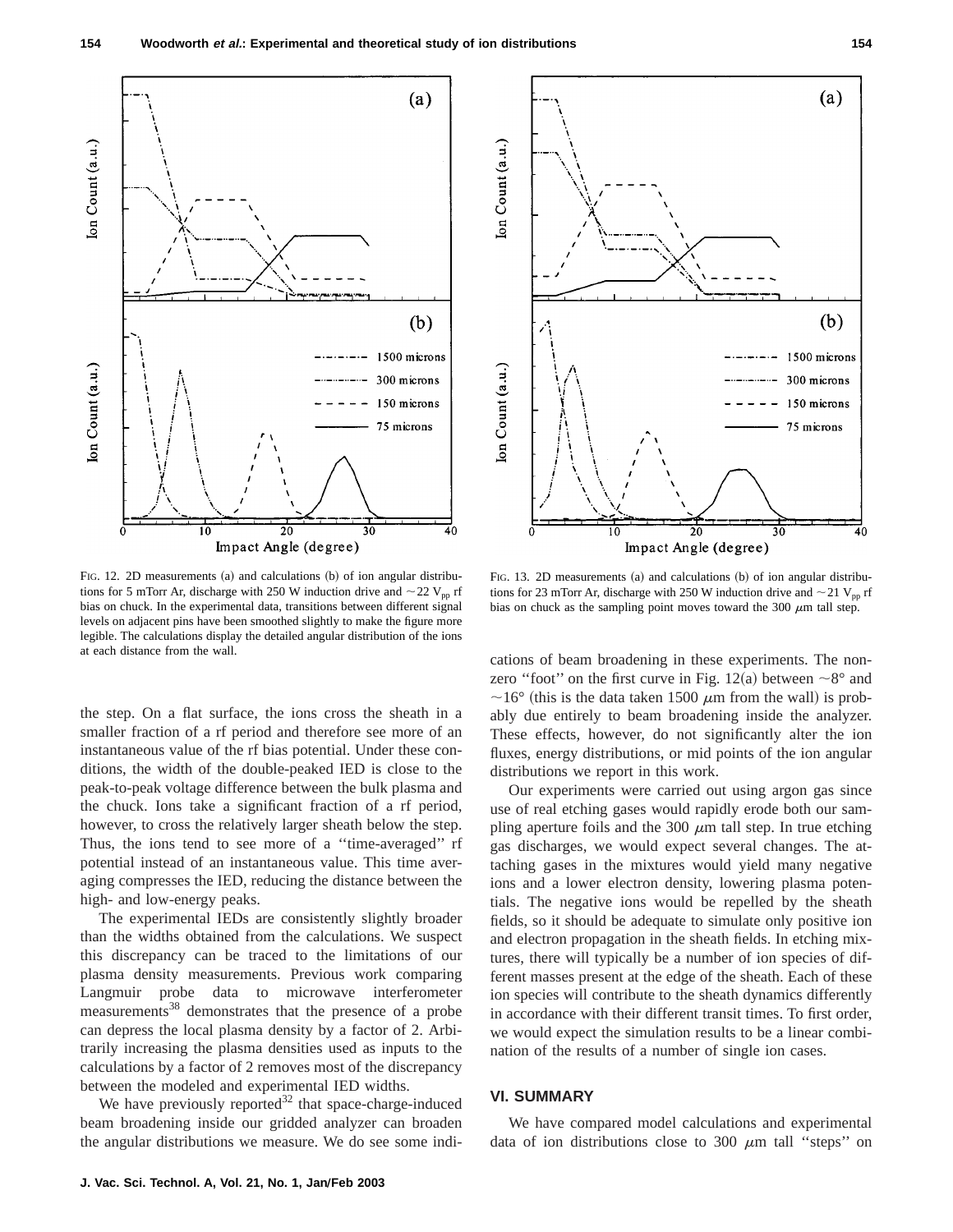FIG. 12. 2D measurements (a) and calculations (b) of ion angular distributions for 5 mTorr Ar, discharge with 250 W induction drive and $\sim$22 $V_{pp}$ rf bias on chuck. In the experimental data, transitions between different signal levels on adjacent pins have been smoothed slightly to make the figure more legible. The calculations display the detailed angular distribution of the ions at each distance from the wall.

FIG. 13. 2D measurements (a) and calculations (b) of ion angular distributions for 23 mTorr Ar, discharge with 250 W induction drive and $\sim$21 $V_{pp}$ rf bias on chuck as the sampling point moves toward the 300 $\mu$m tall step.

the step. On a flat surface, the ions cross the sheath in a smaller fraction of a rf period and therefore see more of an instantaneous value of the rf bias potential. Under these conditions, the width of the double-peaked IED is close to the peak-to-peak voltage difference between the bulk plasma and the chuck. Ions take a significant fraction of a rf period, however, to cross the relatively larger sheath below the step. Thus, the ions tend to see more of a ''time-averaged'' rf potential instead of an instantaneous value. This time averaging compresses the IED, reducing the distance between the high- and low-energy peaks.

The experimental IEDs are consistently slightly broader than the widths obtained from the calculations. We suspect this discrepancy can be traced to the limitations of our plasma density measurements. Previous work comparing Langmuir probe data to microwave interferometer measurements[38] demonstrates that the presence of a probe can depress the local plasma density by a factor of 2. Arbitrarily increasing the plasma densities used as inputs to the calculations by a factor of 2 removes most of the discrepancy between the modeled and experimental IED widths.

We have previously reported[32] that space-charge-induced beam broadening inside our gridded analyzer can broaden the angular distributions we measure. We do see some indications of beam broadening in these experiments. The nonzero ''foot'' on the first curve in Fig. 12(a) between $\sim$8° and $\sim$16° (this is the data taken 1500 $\mu$m from the wall) is probably due entirely to beam broadening inside the analyzer. These effects, however, do not significantly alter the ion fluxes, energy distributions, or mid points of the ion angular distributions we report in this work.

Our experiments were carried out using argon gas since use of real etching gases would rapidly erode both our sampling aperture foils and the 300 $\mu$m tall step. In true etching gas discharges, we would expect several changes. The attaching gases in the mixtures would yield many negative ions and a lower electron density, lowering plasma potentials. The negative ions would be repelled by the sheath fields, so it should be adequate to simulate only positive ion and electron propagation in the sheath fields. In etching mixtures, there will typically be a number of ion species of different masses present at the edge of the sheath. Each of these ion species will contribute to the sheath dynamics differently in accordance with their different transit times. To first order, we would expect the simulation results to be a linear combination of the results of a number of single ion cases.

## VI. SUMMARY

We have compared model calculations and experimental data of ion distributions close to 300 $\mu$m tall ''steps'' on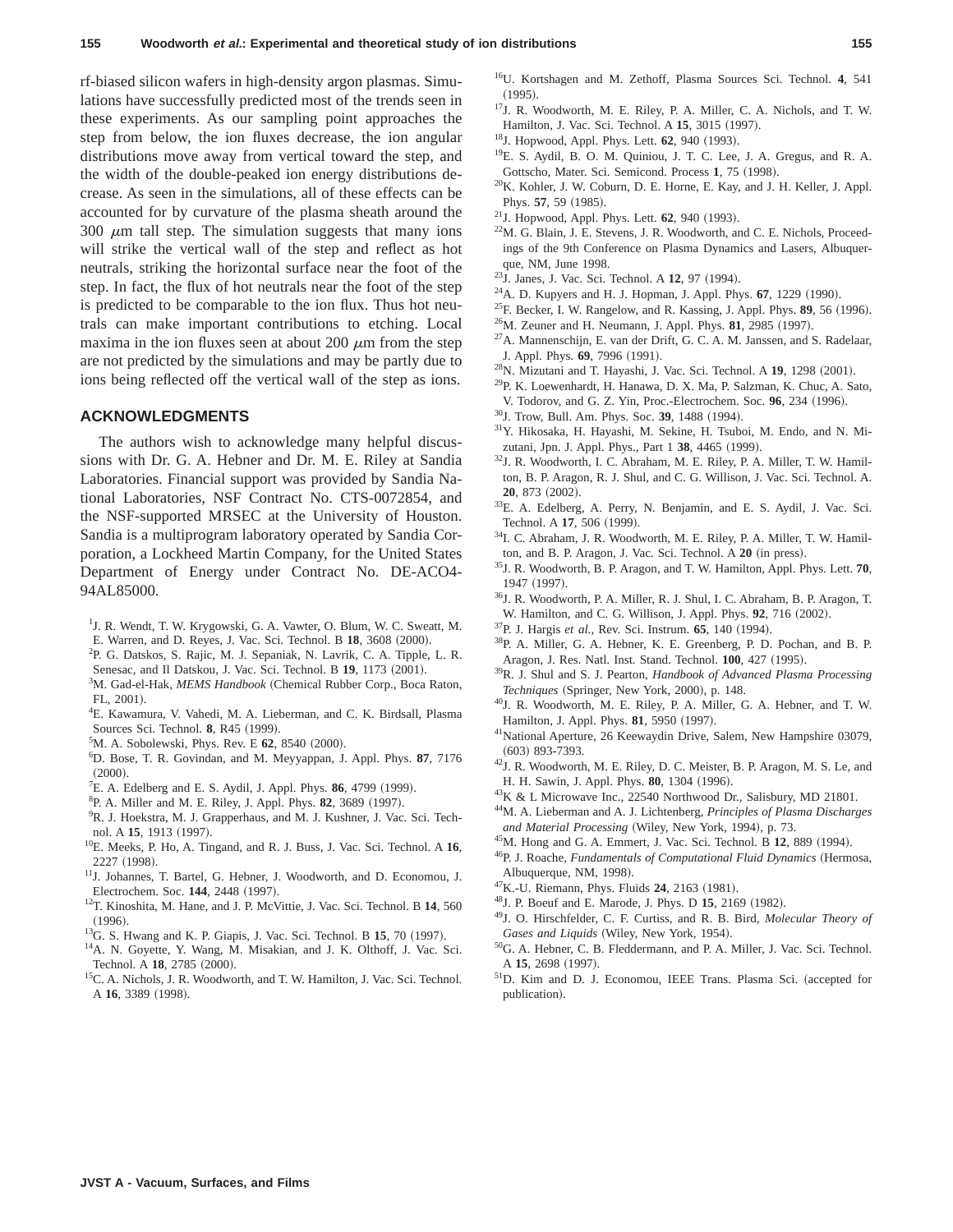rf-biased silicon wafers in high-density argon plasmas. Simulations have successfully predicted most of the trends seen in these experiments. As our sampling point approaches the step from below, the ion fluxes decrease, the ion angular distributions move away from vertical toward the step, and the width of the double-peaked ion energy distributions decrease. As seen in the simulations, all of these effects can be accounted for by curvature of the plasma sheath around the 300 $\mu$m tall step. The simulation suggests that many ions will strike the vertical wall of the step and reflect as hot neutrals, striking the horizontal surface near the foot of the step. In fact, the flux of hot neutrals near the foot of the step is predicted to be comparable to the ion flux. Thus hot neutrals can make important contributions to etching. Local maxima in the ion fluxes seen at about 200 $\mu$m from the step are not predicted by the simulations and may be partly due to ions being reflected off the vertical wall of the step as ions.

## ACKNOWLEDGMENTS

The authors wish to acknowledge many helpful discussions with Dr. G. A. Hebner and Dr. M. E. Riley at Sandia Laboratories. Financial support was provided by Sandia National Laboratories, NSF Contract No. CTS-0072854, and the NSF-supported MRSEC at the University of Houston. Sandia is a multiprogram laboratory operated by Sandia Corporation, a Lockheed Martin Company, for the United States Department of Energy under Contract No. DE-ACO4-94AL85000.

[1] J. R. Wendt, T. W. Krygowski, G. A. Vawter, O. Blum, W. C. Sweatt, M. E. Warren, and D. Reyes, J. Vac. Sci. Technol. B **18**, 3608 (2000).
[2] P. G. Datskos, S. Rajic, M. J. Sepaniak, N. Lavrik, C. A. Tipple, L. R. Senesac, and Il Datskou, J. Vac. Sci. Technol. B **19**, 1173 (2001).
[3] M. Gad-el-Hak, *MEMS Handbook* (Chemical Rubber Corp., Boca Raton, FL, 2001).
[4] E. Kawamura, V. Vahedi, M. A. Lieberman, and C. K. Birdsall, Plasma Sources Sci. Technol. **8**, R45 (1999).
[5] M. A. Sobolewski, Phys. Rev. E **62**, 8540 (2000).
[6] D. Bose, T. R. Govindan, and M. Meyyappan, J. Appl. Phys. **87**, 7176 (2000).
[7] E. A. Edelberg and E. S. Aydil, J. Appl. Phys. **86**, 4799 (1999).
[8] P. A. Miller and M. E. Riley, J. Appl. Phys. **82**, 3689 (1997).
[9] R. J. Hoekstra, M. J. Grapperhaus, and M. J. Kushner, J. Vac. Sci. Technol. A **15**, 1913 (1997).
[10] E. Meeks, P. Ho, A. Tingand, and R. J. Buss, J. Vac. Sci. Technol. A **16**, 2227 (1998).
[11] J. Johannes, T. Bartel, G. Hebner, J. Woodworth, and D. Economou, J. Electrochem. Soc. **144**, 2448 (1997).
[12] T. Kinoshita, M. Hane, and J. P. McVittie, J. Vac. Sci. Technol. B **14**, 560 (1996).
[13] G. S. Hwang and K. P. Giapis, J. Vac. Sci. Technol. B **15**, 70 (1997).
[14] A. N. Goyette, Y. Wang, M. Misakian, and J. K. Olthoff, J. Vac. Sci. Technol. A **18**, 2785 (2000).
[15] C. A. Nichols, J. R. Woodworth, and T. W. Hamilton, J. Vac. Sci. Technol. A **16**, 3389 (1998).
[16] U. Kortshagen and M. Zethoff, Plasma Sources Sci. Technol. **4**, 541 (1995).
[17] J. R. Woodworth, M. E. Riley, P. A. Miller, C. A. Nichols, and T. W. Hamilton, J. Vac. Sci. Technol. A **15**, 3015 (1997).
[18] J. Hopwood, Appl. Phys. Lett. **62**, 940 (1993).
[19] E. S. Aydil, B. O. M. Quiniou, J. T. C. Lee, J. A. Gregus, and R. A. Gottscho, Mater. Sci. Semicond. Process **1**, 75 (1998).
[20] K. Kohler, J. W. Coburn, D. E. Horne, E. Kay, and J. H. Keller, J. Appl. Phys. **57**, 59 (1985).
[21] J. Hopwood, Appl. Phys. Lett. **62**, 940 (1993).
[22] M. G. Blain, J. E. Stevens, J. R. Woodworth, and C. E. Nichols, Proceedings of the 9th Conference on Plasma Dynamics and Lasers, Albuquerque, NM, June 1998.
[23] J. Janes, J. Vac. Sci. Technol. A **12**, 97 (1994).
[24] A. D. Kupyers and H. J. Hopman, J. Appl. Phys. **67**, 1229 (1990).
[25] F. Becker, I. W. Rangelow, and R. Kassing, J. Appl. Phys. **89**, 56 (1996).
[26] M. Zeuner and H. Neumann, J. Appl. Phys. **81**, 2985 (1997).
[27] A. Mannenschijn, E. van der Drift, G. C. A. M. Janssen, and S. Radelaar, J. Appl. Phys. **69**, 7996 (1991).
[28] N. Mizutani and T. Hayashi, J. Vac. Sci. Technol. A **19**, 1298 (2001).
[29] P. K. Loewenhardt, H. Hanawa, D. X. Ma, P. Salzman, K. Chuc, A. Sato, V. Todorov, and G. Z. Yin, Proc.-Electrochem. Soc. **96**, 234 (1996).
[30] J. Trow, Bull. Am. Phys. Soc. **39**, 1488 (1994).
[31] Y. Hikosaka, H. Hayashi, M. Sekine, H. Tsuboi, M. Endo, and N. Mizutani, Jpn. J. Appl. Phys., Part 1 **38**, 4465 (1999).
[32] J. R. Woodworth, I. C. Abraham, M. E. Riley, P. A. Miller, T. W. Hamilton, B. P. Aragon, R. J. Shul, and C. G. Willison, J. Vac. Sci. Technol. A. **20**, 873 (2002).
[33] E. A. Edelberg, A. Perry, N. Benjamin, and E. S. Aydil, J. Vac. Sci. Technol. A **17**, 506 (1999).
[34] I. C. Abraham, J. R. Woodworth, M. E. Riley, P. A. Miller, T. W. Hamilton, and B. P. Aragon, J. Vac. Sci. Technol. A **20** (in press).
[35] J. R. Woodworth, B. P. Aragon, and T. W. Hamilton, Appl. Phys. Lett. **70**, 1947 (1997).
[36] J. R. Woodworth, P. A. Miller, R. J. Shul, I. C. Abraham, B. P. Aragon, T. W. Hamilton, and C. G. Willison, J. Appl. Phys. **92**, 716 (2002).
[37] P. J. Hargis *et al.*, Rev. Sci. Instrum. **65**, 140 (1994).
[38] P. A. Miller, G. A. Hebner, K. E. Greenberg, P. D. Pochan, and B. P. Aragon, J. Res. Natl. Inst. Stand. Technol. **100**, 427 (1995).
[39] R. J. Shul and S. J. Pearton, *Handbook of Advanced Plasma Processing Techniques* (Springer, New York, 2000), p. 148.
[40] J. R. Woodworth, M. E. Riley, P. A. Miller, G. A. Hebner, and T. W. Hamilton, J. Appl. Phys. **81**, 5950 (1997).
[41] National Aperture, 26 Keewaydin Drive, Salem, New Hampshire 03079, (603) 893-7393.
[42] J. R. Woodworth, M. E. Riley, D. C. Meister, B. P. Aragon, M. S. Le, and H. H. Sawin, J. Appl. Phys. **80**, 1304 (1996).
[43] K & L Microwave Inc., 22540 Northwood Dr., Salisbury, MD 21801.
[44] M. A. Lieberman and A. J. Lichtenberg, *Principles of Plasma Discharges and Material Processing* (Wiley, New York, 1994), p. 73.
[45] M. Hong and G. A. Emmert, J. Vac. Sci. Technol. B **12**, 889 (1994).
[46] P. J. Roache, *Fundamentals of Computational Fluid Dynamics* (Hermosa, Albuquerque, NM, 1998).
[47] K.-U. Riemann, Phys. Fluids **24**, 2163 (1981).
[48] J. P. Boeuf and E. Marode, J. Phys. D **15**, 2169 (1982).
[49] J. O. Hirschfelder, C. F. Curtiss, and R. B. Bird, *Molecular Theory of Gases and Liquids* (Wiley, New York, 1954).
[50] G. A. Hebner, C. B. Fleddermann, and P. A. Miller, J. Vac. Sci. Technol. A **15**, 2698 (1997).
[51] D. Kim and D. J. Economou, IEEE Trans. Plasma Sci. (accepted for publication).